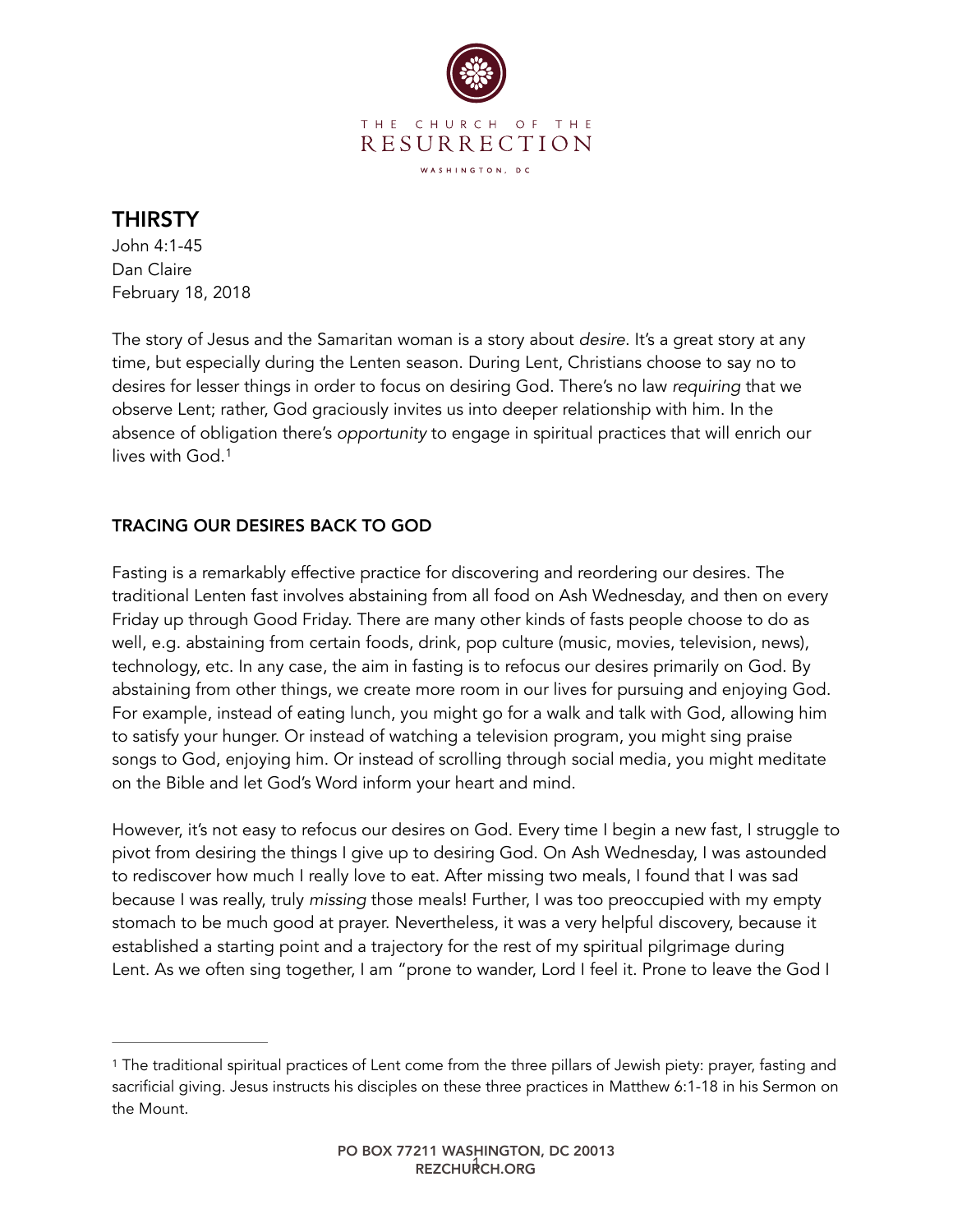# THIRSTY

John 4:1-45
Dan Claire
February 18, 2018

The story of Jesus and the Samaritan woman is a story about *desire*. It's a great story at any time, but especially during the Lenten season. During Lent, Christians choose to say no to desires for lesser things in order to focus on desiring God. There's no law *requiring* that we observe Lent; rather, God graciously invites us into deeper relationship with him. In the absence of obligation there's *opportunity* to engage in spiritual practices that will enrich our lives with God.[1]

## TRACING OUR DESIRES BACK TO GOD

Fasting is a remarkably effective practice for discovering and reordering our desires. The traditional Lenten fast involves abstaining from all food on Ash Wednesday, and then on every Friday up through Good Friday. There are many other kinds of fasts people choose to do as well, e.g. abstaining from certain foods, drink, pop culture (music, movies, television, news), technology, etc. In any case, the aim in fasting is to refocus our desires primarily on God. By abstaining from other things, we create more room in our lives for pursuing and enjoying God. For example, instead of eating lunch, you might go for a walk and talk with God, allowing him to satisfy your hunger. Or instead of watching a television program, you might sing praise songs to God, enjoying him. Or instead of scrolling through social media, you might meditate on the Bible and let God's Word inform your heart and mind.

However, it's not easy to refocus our desires on God. Every time I begin a new fast, I struggle to pivot from desiring the things I give up to desiring God. On Ash Wednesday, I was astounded to rediscover how much I really love to eat. After missing two meals, I found that I was sad because I was really, truly *missing* those meals! Further, I was too preoccupied with my empty stomach to be much good at prayer. Nevertheless, it was a very helpful discovery, because it established a starting point and a trajectory for the rest of my spiritual pilgrimage during Lent. As we often sing together, I am "prone to wander, Lord I feel it. Prone to leave the God I

---

[1] The traditional spiritual practices of Lent come from the three pillars of Jewish piety: prayer, fasting and sacrificial giving. Jesus instructs his disciples on these three practices in Matthew 6:1-18 in his Sermon on the Mount.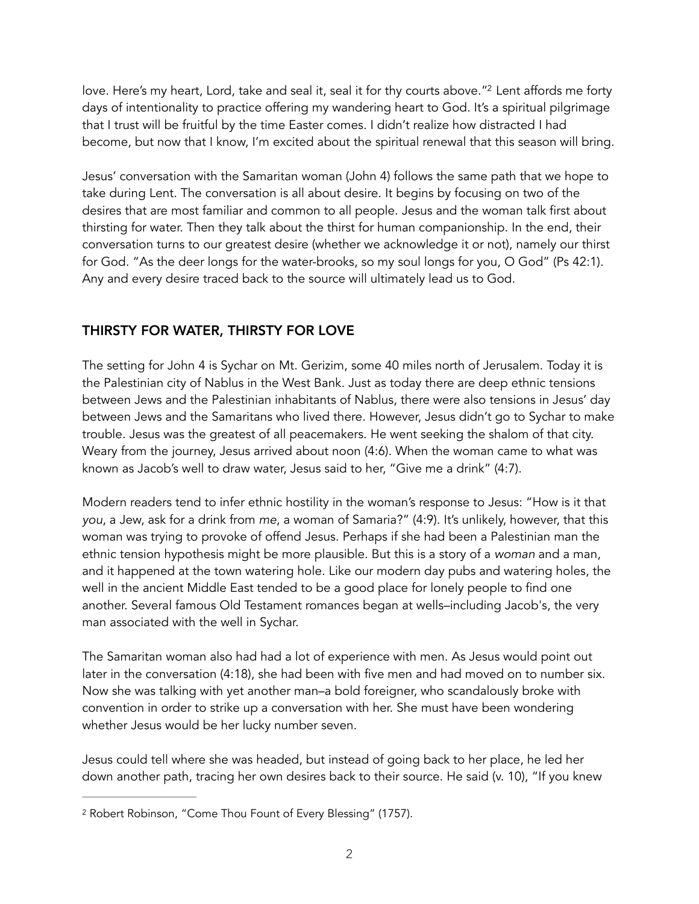love. Here's my heart, Lord, take and seal it, seal it for thy courts above."[2] Lent affords me forty days of intentionality to practice offering my wandering heart to God. It's a spiritual pilgrimage that I trust will be fruitful by the time Easter comes. I didn't realize how distracted I had become, but now that I know, I'm excited about the spiritual renewal that this season will bring.

Jesus' conversation with the Samaritan woman (John 4) follows the same path that we hope to take during Lent. The conversation is all about desire. It begins by focusing on two of the desires that are most familiar and common to all people. Jesus and the woman talk first about thirsting for water. Then they talk about the thirst for human companionship. In the end, their conversation turns to our greatest desire (whether we acknowledge it or not), namely our thirst for God. "As the deer longs for the water-brooks, so my soul longs for you, O God" (Ps 42:1). Any and every desire traced back to the source will ultimately lead us to God.

## THIRSTY FOR WATER, THIRSTY FOR LOVE

The setting for John 4 is Sychar on Mt. Gerizim, some 40 miles north of Jerusalem. Today it is the Palestinian city of Nablus in the West Bank. Just as today there are deep ethnic tensions between Jews and the Palestinian inhabitants of Nablus, there were also tensions in Jesus' day between Jews and the Samaritans who lived there. However, Jesus didn't go to Sychar to make trouble. Jesus was the greatest of all peacemakers. He went seeking the shalom of that city. Weary from the journey, Jesus arrived about noon (4:6). When the woman came to what was known as Jacob's well to draw water, Jesus said to her, "Give me a drink" (4:7).

Modern readers tend to infer ethnic hostility in the woman's response to Jesus: "How is it that *you*, a Jew, ask for a drink from *me*, a woman of Samaria?" (4:9). It's unlikely, however, that this woman was trying to provoke of offend Jesus. Perhaps if she had been a Palestinian man the ethnic tension hypothesis might be more plausible. But this is a story of a *woman* and a man, and it happened at the town watering hole. Like our modern day pubs and watering holes, the well in the ancient Middle East tended to be a good place for lonely people to find one another. Several famous Old Testament romances began at wells–including Jacob's, the very man associated with the well in Sychar.

The Samaritan woman also had had a lot of experience with men. As Jesus would point out later in the conversation (4:18), she had been with five men and had moved on to number six. Now she was talking with yet another man–a bold foreigner, who scandalously broke with convention in order to strike up a conversation with her. She must have been wondering whether Jesus would be her lucky number seven.

Jesus could tell where she was headed, but instead of going back to her place, he led her down another path, tracing her own desires back to their source. He said (v. 10), "If you knew

---

[2] Robert Robinson, "Come Thou Fount of Every Blessing" (1757).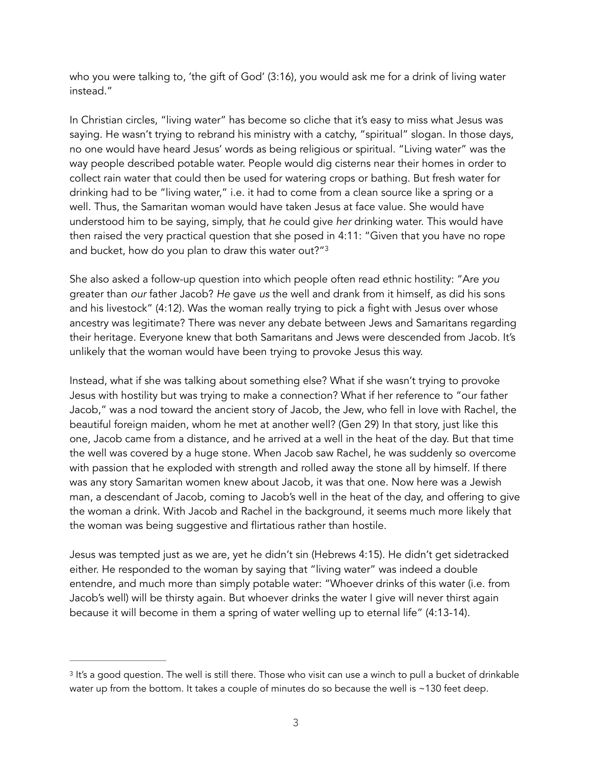who you were talking to, 'the gift of God' (3:16), you would ask me for a drink of living water instead."

In Christian circles, "living water" has become so cliche that it's easy to miss what Jesus was saying. He wasn't trying to rebrand his ministry with a catchy, "spiritual" slogan. In those days, no one would have heard Jesus' words as being religious or spiritual. "Living water" was the way people described potable water. People would dig cisterns near their homes in order to collect rain water that could then be used for watering crops or bathing. But fresh water for drinking had to be "living water," i.e. it had to come from a clean source like a spring or a well. Thus, the Samaritan woman would have taken Jesus at face value. She would have understood him to be saying, simply, that *he* could give *her* drinking water. This would have then raised the very practical question that she posed in 4:11: "Given that you have no rope and bucket, how do you plan to draw this water out?"[3]

She also asked a follow-up question into which people often read ethnic hostility: "Are *you* greater than *our* father Jacob? *He* gave *us* the well and drank from it himself, as did his sons and his livestock" (4:12). Was the woman really trying to pick a fight with Jesus over whose ancestry was legitimate? There was never any debate between Jews and Samaritans regarding their heritage. Everyone knew that both Samaritans and Jews were descended from Jacob. It's unlikely that the woman would have been trying to provoke Jesus this way.

Instead, what if she was talking about something else? What if she wasn't trying to provoke Jesus with hostility but was trying to make a connection? What if her reference to "our father Jacob," was a nod toward the ancient story of Jacob, the Jew, who fell in love with Rachel, the beautiful foreign maiden, whom he met at another well? (Gen 29) In that story, just like this one, Jacob came from a distance, and he arrived at a well in the heat of the day. But that time the well was covered by a huge stone. When Jacob saw Rachel, he was suddenly so overcome with passion that he exploded with strength and rolled away the stone all by himself. If there was any story Samaritan women knew about Jacob, it was that one. Now here was a Jewish man, a descendant of Jacob, coming to Jacob's well in the heat of the day, and offering to give the woman a drink. With Jacob and Rachel in the background, it seems much more likely that the woman was being suggestive and flirtatious rather than hostile.

Jesus was tempted just as we are, yet he didn't sin (Hebrews 4:15). He didn't get sidetracked either. He responded to the woman by saying that "living water" was indeed a double entendre, and much more than simply potable water: "Whoever drinks of this water (i.e. from Jacob's well) will be thirsty again. But whoever drinks the water I give will never thirst again because it will become in them a spring of water welling up to eternal life" (4:13-14).

---

[3] It's a good question. The well is still there. Those who visit can use a winch to pull a bucket of drinkable water up from the bottom. It takes a couple of minutes do so because the well is ~130 feet deep.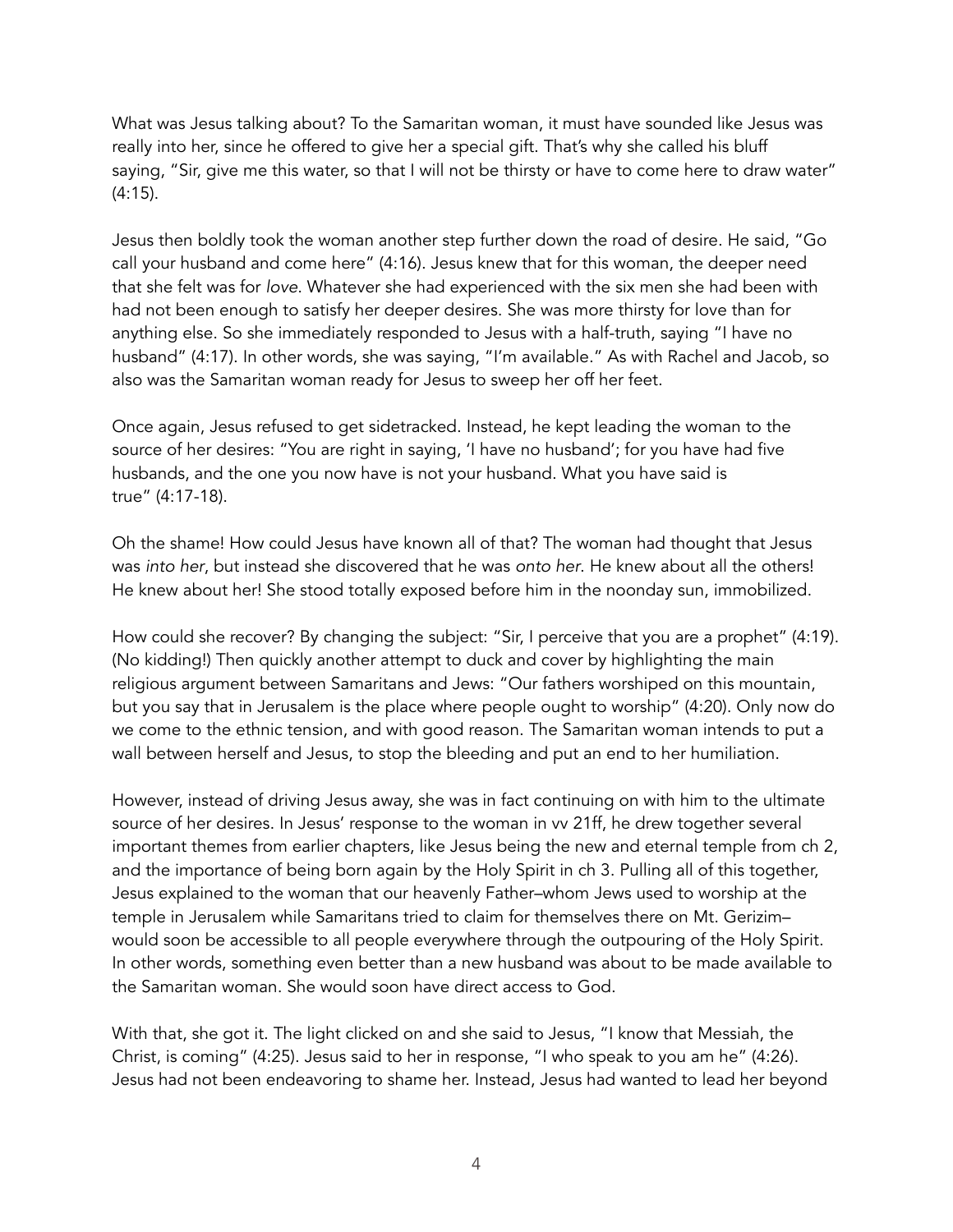What was Jesus talking about? To the Samaritan woman, it must have sounded like Jesus was really into her, since he offered to give her a special gift. That's why she called his bluff saying, "Sir, give me this water, so that I will not be thirsty or have to come here to draw water" (4:15).

Jesus then boldly took the woman another step further down the road of desire. He said, "Go call your husband and come here" (4:16). Jesus knew that for this woman, the deeper need that she felt was for *love*. Whatever she had experienced with the six men she had been with had not been enough to satisfy her deeper desires. She was more thirsty for love than for anything else. So she immediately responded to Jesus with a half-truth, saying "I have no husband" (4:17). In other words, she was saying, "I'm available." As with Rachel and Jacob, so also was the Samaritan woman ready for Jesus to sweep her off her feet.

Once again, Jesus refused to get sidetracked. Instead, he kept leading the woman to the source of her desires: "You are right in saying, 'I have no husband'; for you have had five husbands, and the one you now have is not your husband. What you have said is true" (4:17-18).

Oh the shame! How could Jesus have known all of that? The woman had thought that Jesus was *into her*, but instead she discovered that he was *onto her*. He knew about all the others! He knew about her! She stood totally exposed before him in the noonday sun, immobilized.

How could she recover? By changing the subject: "Sir, I perceive that you are a prophet" (4:19). (No kidding!) Then quickly another attempt to duck and cover by highlighting the main religious argument between Samaritans and Jews: "Our fathers worshiped on this mountain, but you say that in Jerusalem is the place where people ought to worship" (4:20). Only now do we come to the ethnic tension, and with good reason. The Samaritan woman intends to put a wall between herself and Jesus, to stop the bleeding and put an end to her humiliation.

However, instead of driving Jesus away, she was in fact continuing on with him to the ultimate source of her desires. In Jesus' response to the woman in vv 21ff, he drew together several important themes from earlier chapters, like Jesus being the new and eternal temple from ch 2, and the importance of being born again by the Holy Spirit in ch 3. Pulling all of this together, Jesus explained to the woman that our heavenly Father–whom Jews used to worship at the temple in Jerusalem while Samaritans tried to claim for themselves there on Mt. Gerizim–would soon be accessible to all people everywhere through the outpouring of the Holy Spirit. In other words, something even better than a new husband was about to be made available to the Samaritan woman. She would soon have direct access to God.

With that, she got it. The light clicked on and she said to Jesus, "I know that Messiah, the Christ, is coming" (4:25). Jesus said to her in response, "I who speak to you am he" (4:26). Jesus had not been endeavoring to shame her. Instead, Jesus had wanted to lead her beyond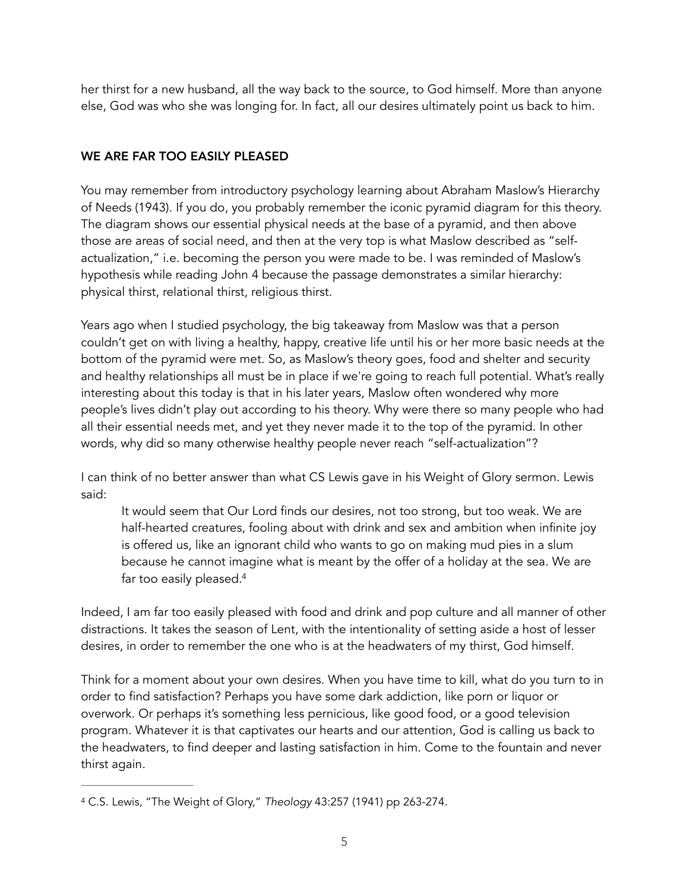her thirst for a new husband, all the way back to the source, to God himself. More than anyone else, God was who she was longing for. In fact, all our desires ultimately point us back to him.

## WE ARE FAR TOO EASILY PLEASED

You may remember from introductory psychology learning about Abraham Maslow's Hierarchy of Needs (1943). If you do, you probably remember the iconic pyramid diagram for this theory. The diagram shows our essential physical needs at the base of a pyramid, and then above those are areas of social need, and then at the very top is what Maslow described as "self-actualization," i.e. becoming the person you were made to be. I was reminded of Maslow's hypothesis while reading John 4 because the passage demonstrates a similar hierarchy: physical thirst, relational thirst, religious thirst.

Years ago when I studied psychology, the big takeaway from Maslow was that a person couldn't get on with living a healthy, happy, creative life until his or her more basic needs at the bottom of the pyramid were met. So, as Maslow's theory goes, food and shelter and security and healthy relationships all must be in place if we're going to reach full potential. What's really interesting about this today is that in his later years, Maslow often wondered why more people's lives didn't play out according to his theory. Why were there so many people who had all their essential needs met, and yet they never made it to the top of the pyramid. In other words, why did so many otherwise healthy people never reach "self-actualization"?

I can think of no better answer than what CS Lewis gave in his Weight of Glory sermon. Lewis said:

> It would seem that Our Lord finds our desires, not too strong, but too weak. We are half-hearted creatures, fooling about with drink and sex and ambition when infinite joy is offered us, like an ignorant child who wants to go on making mud pies in a slum because he cannot imagine what is meant by the offer of a holiday at the sea. We are far too easily pleased.[4]

Indeed, I am far too easily pleased with food and drink and pop culture and all manner of other distractions. It takes the season of Lent, with the intentionality of setting aside a host of lesser desires, in order to remember the one who is at the headwaters of my thirst, God himself.

Think for a moment about your own desires. When you have time to kill, what do you turn to in order to find satisfaction? Perhaps you have some dark addiction, like porn or liquor or overwork. Or perhaps it's something less pernicious, like good food, or a good television program. Whatever it is that captivates our hearts and our attention, God is calling us back to the headwaters, to find deeper and lasting satisfaction in him. Come to the fountain and never thirst again.

---

[4] C.S. Lewis, "The Weight of Glory," *Theology* 43:257 (1941) pp 263-274.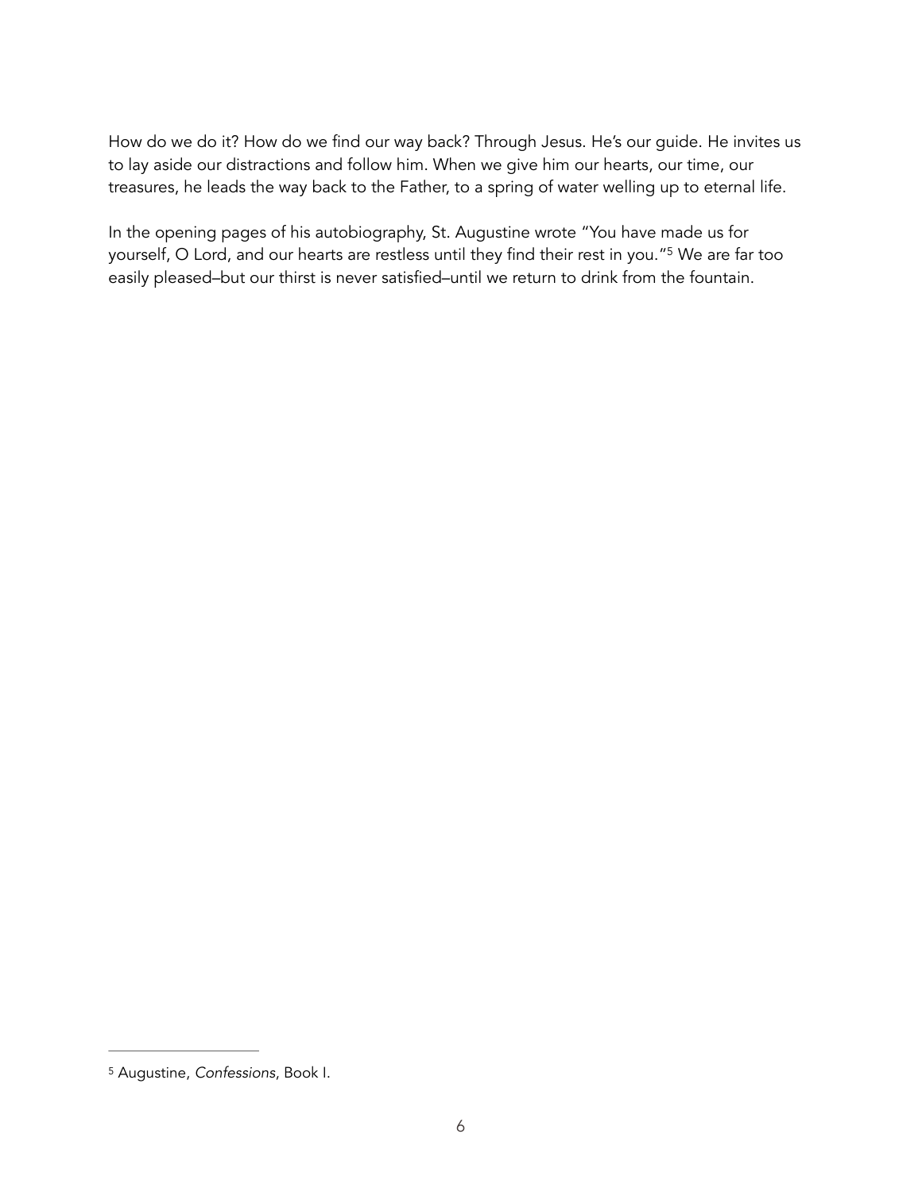How do we do it? How do we find our way back? Through Jesus. He's our guide. He invites us to lay aside our distractions and follow him. When we give him our hearts, our time, our treasures, he leads the way back to the Father, to a spring of water welling up to eternal life.

In the opening pages of his autobiography, St. Augustine wrote "You have made us for yourself, O Lord, and our hearts are restless until they find their rest in you."[5] We are far too easily pleased–but our thirst is never satisfied–until we return to drink from the fountain.

---

[5] Augustine, *Confessions*, Book I.